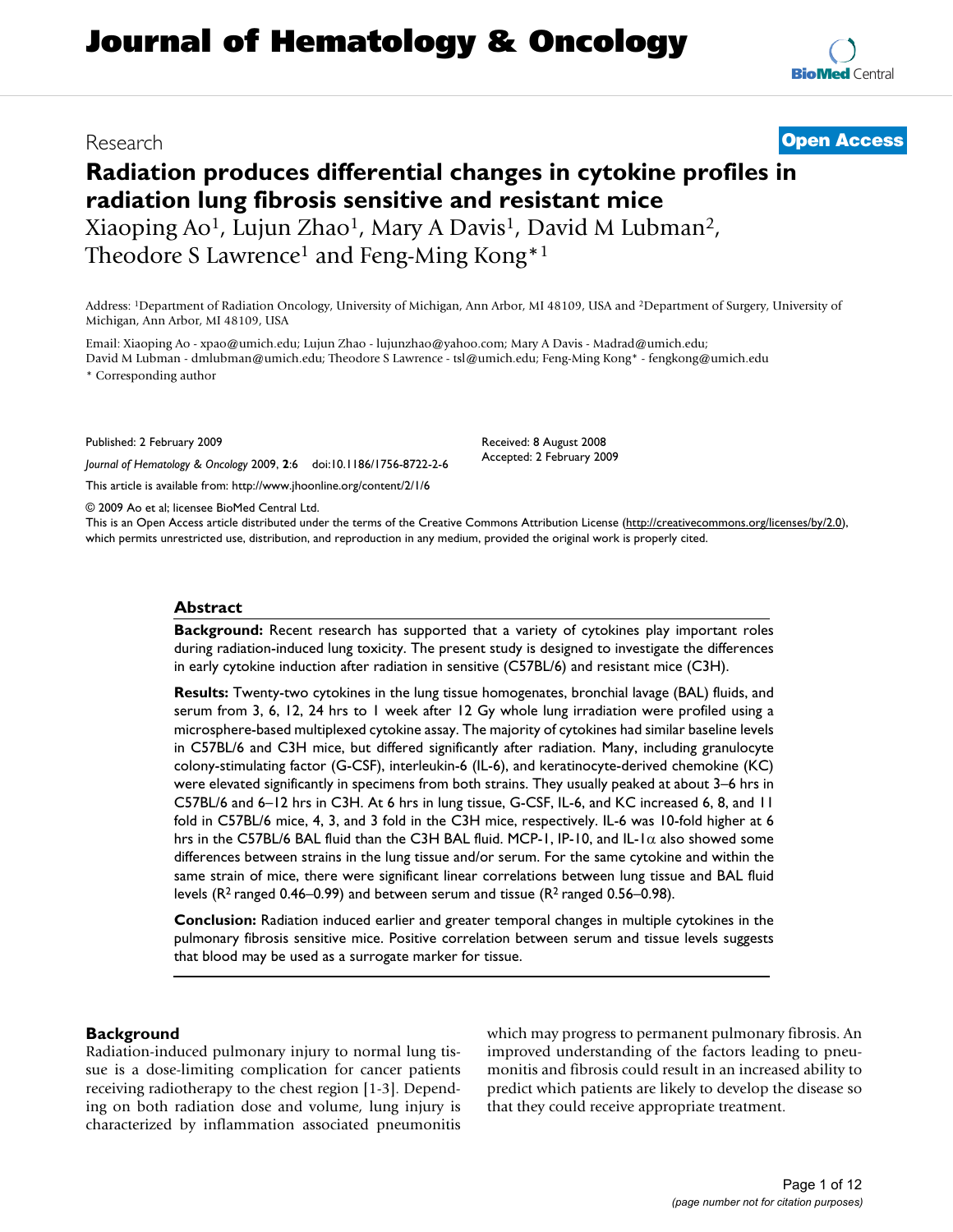Research **Open Access**

# Radiation produces differential changes in cytokine profiles in radiation lung fibrosis sensitive and resistant mice

Xiaoping Ao[1], Lujun Zhao[1], Mary A Davis[1], David M Lubman[2], Theodore S Lawrence[1] and Feng-Ming Kong*[1]

Address: [1]Department of Radiation Oncology, University of Michigan, Ann Arbor, MI 48109, USA and [2]Department of Surgery, University of Michigan, Ann Arbor, MI 48109, USA

Email: Xiaoping Ao - xpao@umich.edu; Lujun Zhao - lujunzhao@yahoo.com; Mary A Davis - Madrad@umich.edu; David M Lubman - dmlubman@umich.edu; Theodore S Lawrence - tsl@umich.edu; Feng-Ming Kong* - fengkong@umich.edu

* Corresponding author

Published: 2 February 2009

*Journal of Hematology & Oncology* 2009, **2**:6 doi:10.1186/1756-8722-2-6

Received: 8 August 2008
Accepted: 2 February 2009

This article is available from: http://www.jhoonline.org/content/2/1/6

© 2009 Ao et al; licensee BioMed Central Ltd.

This is an Open Access article distributed under the terms of the Creative Commons Attribution License (http://creativecommons.org/licenses/by/2.0), which permits unrestricted use, distribution, and reproduction in any medium, provided the original work is properly cited.

## Abstract

**Background:** Recent research has supported that a variety of cytokines play important roles during radiation-induced lung toxicity. The present study is designed to investigate the differences in early cytokine induction after radiation in sensitive (C57BL/6) and resistant mice (C3H).

**Results:** Twenty-two cytokines in the lung tissue homogenates, bronchial lavage (BAL) fluids, and serum from 3, 6, 12, 24 hrs to 1 week after 12 Gy whole lung irradiation were profiled using a microsphere-based multiplexed cytokine assay. The majority of cytokines had similar baseline levels in C57BL/6 and C3H mice, but differed significantly after radiation. Many, including granulocyte colony-stimulating factor (G-CSF), interleukin-6 (IL-6), and keratinocyte-derived chemokine (KC) were elevated significantly in specimens from both strains. They usually peaked at about 3–6 hrs in C57BL/6 and 6–12 hrs in C3H. At 6 hrs in lung tissue, G-CSF, IL-6, and KC increased 6, 8, and 11 fold in C57BL/6 mice, 4, 3, and 3 fold in the C3H mice, respectively. IL-6 was 10-fold higher at 6 hrs in the C57BL/6 BAL fluid than the C3H BAL fluid. MCP-1, IP-10, and IL-1$\alpha$ also showed some differences between strains in the lung tissue and/or serum. For the same cytokine and within the same strain of mice, there were significant linear correlations between lung tissue and BAL fluid levels ($R^2$ ranged 0.46–0.99) and between serum and tissue ($R^2$ ranged 0.56–0.98).

**Conclusion:** Radiation induced earlier and greater temporal changes in multiple cytokines in the pulmonary fibrosis sensitive mice. Positive correlation between serum and tissue levels suggests that blood may be used as a surrogate marker for tissue.

## Background

Radiation-induced pulmonary injury to normal lung tissue is a dose-limiting complication for cancer patients receiving radiotherapy to the chest region [1-3]. Depending on both radiation dose and volume, lung injury is characterized by inflammation associated pneumonitis which may progress to permanent pulmonary fibrosis. An improved understanding of the factors leading to pneumonitis and fibrosis could result in an increased ability to predict which patients are likely to develop the disease so that they could receive appropriate treatment.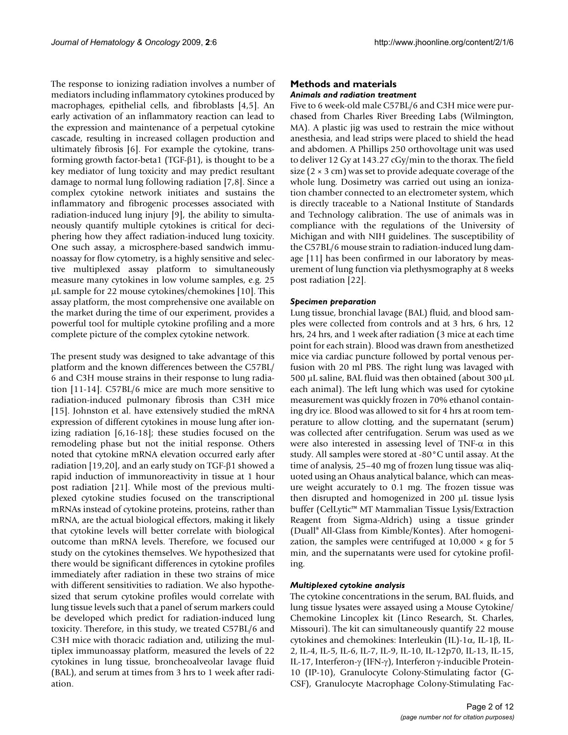The response to ionizing radiation involves a number of mediators including inflammatory cytokines produced by macrophages, epithelial cells, and fibroblasts [4,5]. An early activation of an inflammatory reaction can lead to the expression and maintenance of a perpetual cytokine cascade, resulting in increased collagen production and ultimately fibrosis [6]. For example the cytokine, transforming growth factor-beta1 (TGF-β1), is thought to be a key mediator of lung toxicity and may predict resultant damage to normal lung following radiation [7,8]. Since a complex cytokine network initiates and sustains the inflammatory and fibrogenic processes associated with radiation-induced lung injury [9], the ability to simultaneously quantify multiple cytokines is critical for deciphering how they affect radiation-induced lung toxicity. One such assay, a microsphere-based sandwich immunoassay for flow cytometry, is a highly sensitive and selective multiplexed assay platform to simultaneously measure many cytokines in low volume samples, e.g. 25 μL sample for 22 mouse cytokines/chemokines [10]. This assay platform, the most comprehensive one available on the market during the time of our experiment, provides a powerful tool for multiple cytokine profiling and a more complete picture of the complex cytokine network.

The present study was designed to take advantage of this platform and the known differences between the C57BL/6 and C3H mouse strains in their response to lung radiation [11-14]. C57BL/6 mice are much more sensitive to radiation-induced pulmonary fibrosis than C3H mice [15]. Johnston et al. have extensively studied the mRNA expression of different cytokines in mouse lung after ionizing radiation [6,16-18]; these studies focused on the remodeling phase but not the initial response. Others noted that cytokine mRNA elevation occurred early after radiation [19,20], and an early study on TGF-β1 showed a rapid induction of immunoreactivity in tissue at 1 hour post radiation [21]. While most of the previous multiplexed cytokine studies focused on the transcriptional mRNAs instead of cytokine proteins, proteins, rather than mRNA, are the actual biological effectors, making it likely that cytokine levels will better correlate with biological outcome than mRNA levels. Therefore, we focused our study on the cytokines themselves. We hypothesized that there would be significant differences in cytokine profiles immediately after radiation in these two strains of mice with different sensitivities to radiation. We also hypothesized that serum cytokine profiles would correlate with lung tissue levels such that a panel of serum markers could be developed which predict for radiation-induced lung toxicity. Therefore, in this study, we treated C57BL/6 and C3H mice with thoracic radiation and, utilizing the multiplex immunoassay platform, measured the levels of 22 cytokines in lung tissue, broncheoalveolar lavage fluid (BAL), and serum at times from 3 hrs to 1 week after radiation.

## Methods and materials

### *Animals and radiation treatment*

Five to 6 week-old male C57BL/6 and C3H mice were purchased from Charles River Breeding Labs (Wilmington, MA). A plastic jig was used to restrain the mice without anesthesia, and lead strips were placed to shield the head and abdomen. A Phillips 250 orthovoltage unit was used to deliver 12 Gy at 143.27 cGy/min to the thorax. The field size (2 × 3 cm) was set to provide adequate coverage of the whole lung. Dosimetry was carried out using an ionization chamber connected to an electrometer system, which is directly traceable to a National Institute of Standards and Technology calibration. The use of animals was in compliance with the regulations of the University of Michigan and with NIH guidelines. The susceptibility of the C57BL/6 mouse strain to radiation-induced lung damage [11] has been confirmed in our laboratory by measurement of lung function via plethysmography at 8 weeks post radiation [22].

### *Specimen preparation*

Lung tissue, bronchial lavage (BAL) fluid, and blood samples were collected from controls and at 3 hrs, 6 hrs, 12 hrs, 24 hrs, and 1 week after radiation (3 mice at each time point for each strain). Blood was drawn from anesthetized mice via cardiac puncture followed by portal venous perfusion with 20 ml PBS. The right lung was lavaged with 500 μL saline, BAL fluid was then obtained (about 300 μL each animal). The left lung which was used for cytokine measurement was quickly frozen in 70% ethanol containing dry ice. Blood was allowed to sit for 4 hrs at room temperature to allow clotting, and the supernatant (serum) was collected after centrifugation. Serum was used as we were also interested in assessing level of TNF-α in this study. All samples were stored at -80°C until assay. At the time of analysis, 25–40 mg of frozen lung tissue was aliquoted using an Ohaus analytical balance, which can measure weight accurately to 0.1 mg. The frozen tissue was then disrupted and homogenized in 200 μL tissue lysis buffer (CelLytic™ MT Mammalian Tissue Lysis/Extraction Reagent from Sigma-Aldrich) using a tissue grinder (Duall® All-Glass from Kimble/Kontes). After homogenization, the samples were centrifuged at 10,000 × g for 5 min, and the supernatants were used for cytokine profiling.

### *Multiplexed cytokine analysis*

The cytokine concentrations in the serum, BAL fluids, and lung tissue lysates were assayed using a Mouse Cytokine/Chemokine Lincoplex kit (Linco Research, St. Charles, Missouri). The kit can simultaneously quantify 22 mouse cytokines and chemokines: Interleukin (IL)-1α, IL-1β, IL-2, IL-4, IL-5, IL-6, IL-7, IL-9, IL-10, IL-12p70, IL-13, IL-15, IL-17, Interferon-γ (IFN-γ), Interferon γ-inducible Protein-10 (IP-10), Granulocyte Colony-Stimulating factor (G-CSF), Granulocyte Macrophage Colony-Stimulating Fac-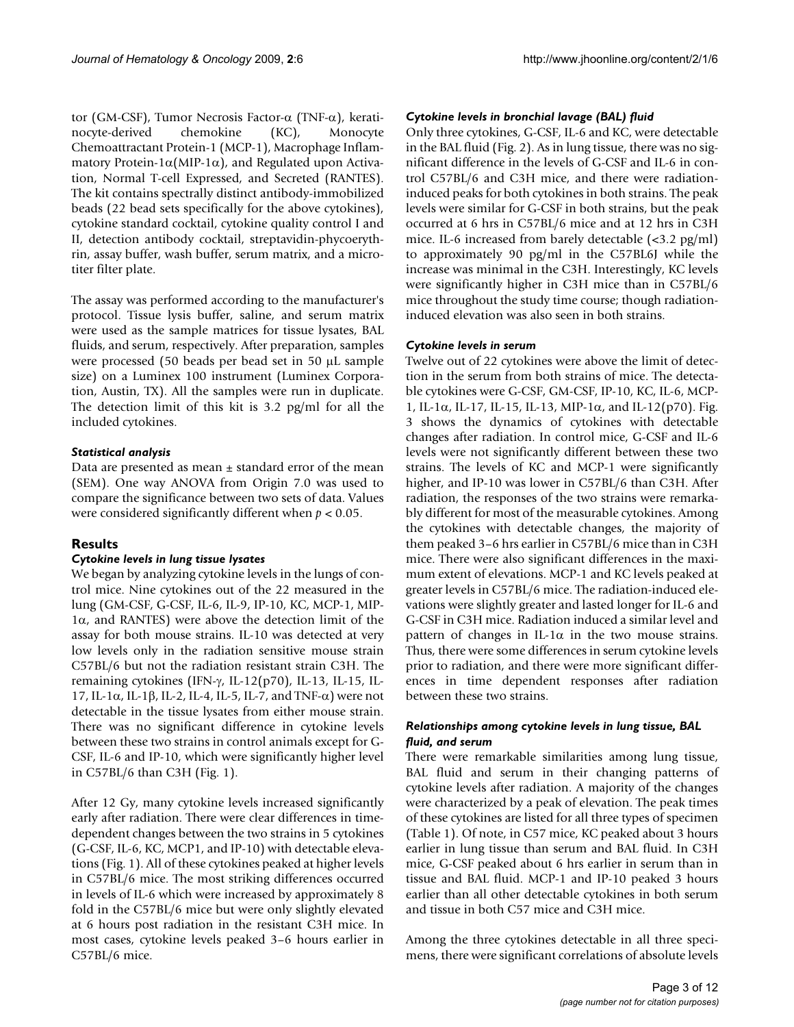tor (GM-CSF), Tumor Necrosis Factor-α (TNF-α), keratinocyte-derived chemokine (KC), Monocyte Chemoattractant Protein-1 (MCP-1), Macrophage Inflammatory Protein-1α(MIP-1α), and Regulated upon Activation, Normal T-cell Expressed, and Secreted (RANTES). The kit contains spectrally distinct antibody-immobilized beads (22 bead sets specifically for the above cytokines), cytokine standard cocktail, cytokine quality control I and II, detection antibody cocktail, streptavidin-phycoerythrin, assay buffer, wash buffer, serum matrix, and a microtiter filter plate.

The assay was performed according to the manufacturer's protocol. Tissue lysis buffer, saline, and serum matrix were used as the sample matrices for tissue lysates, BAL fluids, and serum, respectively. After preparation, samples were processed (50 beads per bead set in 50 μL sample size) on a Luminex 100 instrument (Luminex Corporation, Austin, TX). All the samples were run in duplicate. The detection limit of this kit is 3.2 pg/ml for all the included cytokines.

### *Statistical analysis*

Data are presented as mean ± standard error of the mean (SEM). One way ANOVA from Origin 7.0 was used to compare the significance between two sets of data. Values were considered significantly different when $p < 0.05$.

## Results

### *Cytokine levels in lung tissue lysates*

We began by analyzing cytokine levels in the lungs of control mice. Nine cytokines out of the 22 measured in the lung (GM-CSF, G-CSF, IL-6, IL-9, IP-10, KC, MCP-1, MIP-1α, and RANTES) were above the detection limit of the assay for both mouse strains. IL-10 was detected at very low levels only in the radiation sensitive mouse strain C57BL/6 but not the radiation resistant strain C3H. The remaining cytokines (IFN-γ, IL-12(p70), IL-13, IL-15, IL-17, IL-1α, IL-1β, IL-2, IL-4, IL-5, IL-7, and TNF-α) were not detectable in the tissue lysates from either mouse strain. There was no significant difference in cytokine levels between these two strains in control animals except for G-CSF, IL-6 and IP-10, which were significantly higher level in C57BL/6 than C3H (Fig. 1).

After 12 Gy, many cytokine levels increased significantly early after radiation. There were clear differences in time-dependent changes between the two strains in 5 cytokines (G-CSF, IL-6, KC, MCP1, and IP-10) with detectable elevations (Fig. 1). All of these cytokines peaked at higher levels in C57BL/6 mice. The most striking differences occurred in levels of IL-6 which were increased by approximately 8 fold in the C57BL/6 mice but were only slightly elevated at 6 hours post radiation in the resistant C3H mice. In most cases, cytokine levels peaked 3–6 hours earlier in C57BL/6 mice.

### *Cytokine levels in bronchial lavage (BAL) fluid*

Only three cytokines, G-CSF, IL-6 and KC, were detectable in the BAL fluid (Fig. 2). As in lung tissue, there was no significant difference in the levels of G-CSF and IL-6 in control C57BL/6 and C3H mice, and there were radiation-induced peaks for both cytokines in both strains. The peak levels were similar for G-CSF in both strains, but the peak occurred at 6 hrs in C57BL/6 mice and at 12 hrs in C3H mice. IL-6 increased from barely detectable (<3.2 pg/ml) to approximately 90 pg/ml in the C57BL6J while the increase was minimal in the C3H. Interestingly, KC levels were significantly higher in C3H mice than in C57BL/6 mice throughout the study time course; though radiation-induced elevation was also seen in both strains.

### *Cytokine levels in serum*

Twelve out of 22 cytokines were above the limit of detection in the serum from both strains of mice. The detectable cytokines were G-CSF, GM-CSF, IP-10, KC, IL-6, MCP-1, IL-1α, IL-17, IL-15, IL-13, MIP-1α, and IL-12(p70). Fig. 3 shows the dynamics of cytokines with detectable changes after radiation. In control mice, G-CSF and IL-6 levels were not significantly different between these two strains. The levels of KC and MCP-1 were significantly higher, and IP-10 was lower in C57BL/6 than C3H. After radiation, the responses of the two strains were remarkably different for most of the measurable cytokines. Among the cytokines with detectable changes, the majority of them peaked 3–6 hrs earlier in C57BL/6 mice than in C3H mice. There were also significant differences in the maximum extent of elevations. MCP-1 and KC levels peaked at greater levels in C57BL/6 mice. The radiation-induced elevations were slightly greater and lasted longer for IL-6 and G-CSF in C3H mice. Radiation induced a similar level and pattern of changes in IL-1α in the two mouse strains. Thus, there were some differences in serum cytokine levels prior to radiation, and there were more significant differences in time dependent responses after radiation between these two strains.

### *Relationships among cytokine levels in lung tissue, BAL fluid, and serum*

There were remarkable similarities among lung tissue, BAL fluid and serum in their changing patterns of cytokine levels after radiation. A majority of the changes were characterized by a peak of elevation. The peak times of these cytokines are listed for all three types of specimen (Table 1). Of note, in C57 mice, KC peaked about 3 hours earlier in lung tissue than serum and BAL fluid. In C3H mice, G-CSF peaked about 6 hrs earlier in serum than in tissue and BAL fluid. MCP-1 and IP-10 peaked 3 hours earlier than all other detectable cytokines in both serum and tissue in both C57 mice and C3H mice.

Among the three cytokines detectable in all three specimens, there were significant correlations of absolute levels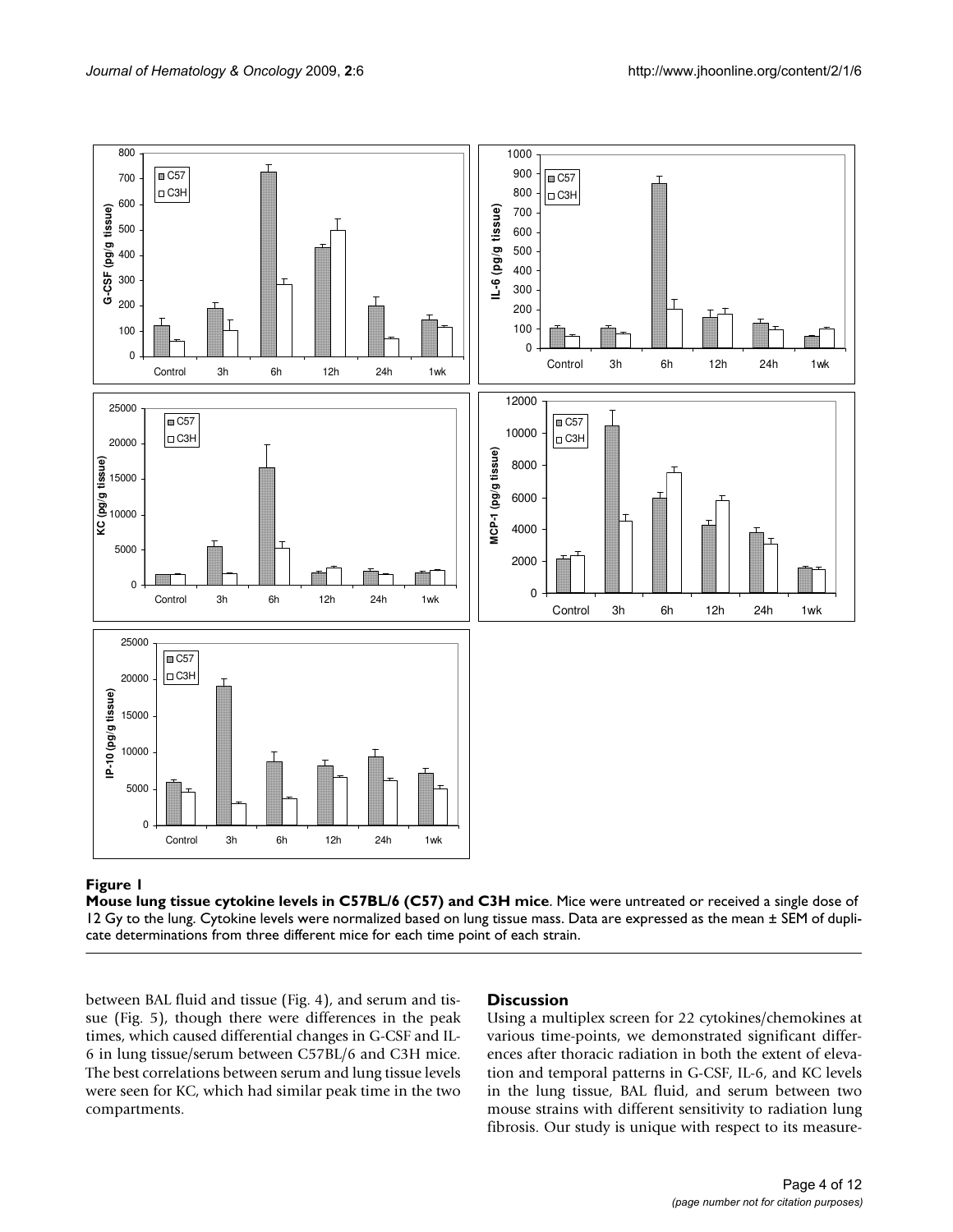**Figure 1**

**Mouse lung tissue cytokine levels in C57BL/6 (C57) and C3H mice**. Mice were untreated or received a single dose of 12 Gy to the lung. Cytokine levels were normalized based on lung tissue mass. Data are expressed as the mean ± SEM of duplicate determinations from three different mice for each time point of each strain.

between BAL fluid and tissue (Fig. 4), and serum and tissue (Fig. 5), though there were differences in the peak times, which caused differential changes in G-CSF and IL-6 in lung tissue/serum between C57BL/6 and C3H mice. The best correlations between serum and lung tissue levels were seen for KC, which had similar peak time in the two compartments.

## Discussion

Using a multiplex screen for 22 cytokines/chemokines at various time-points, we demonstrated significant differences after thoracic radiation in both the extent of elevation and temporal patterns in G-CSF, IL-6, and KC levels in the lung tissue, BAL fluid, and serum between two mouse strains with different sensitivity to radiation lung fibrosis. Our study is unique with respect to its measure-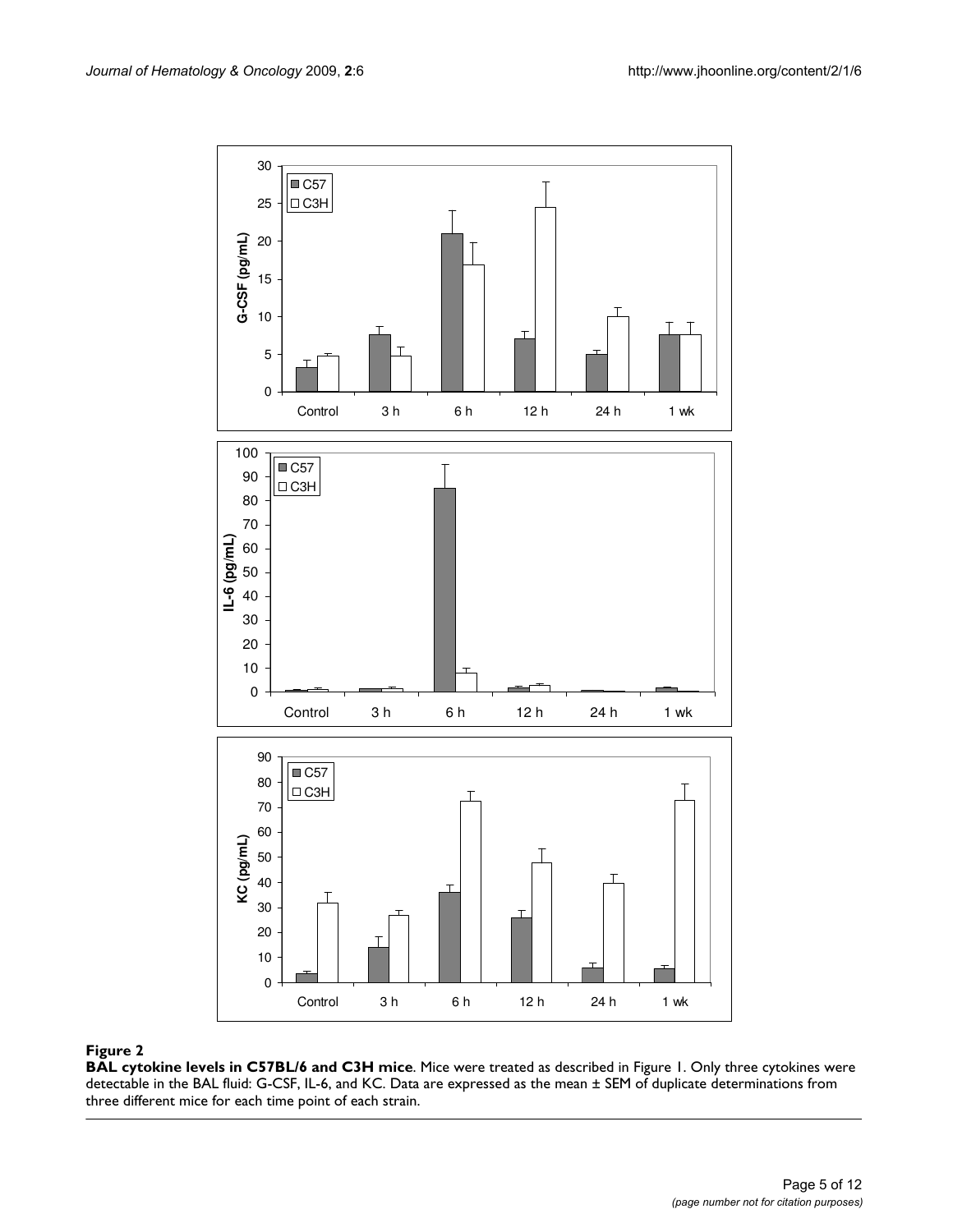**Figure 2**

**BAL cytokine levels in C57BL/6 and C3H mice**. Mice were treated as described in Figure 1. Only three cytokines were detectable in the BAL fluid: G-CSF, IL-6, and KC. Data are expressed as the mean ± SEM of duplicate determinations from three different mice for each time point of each strain.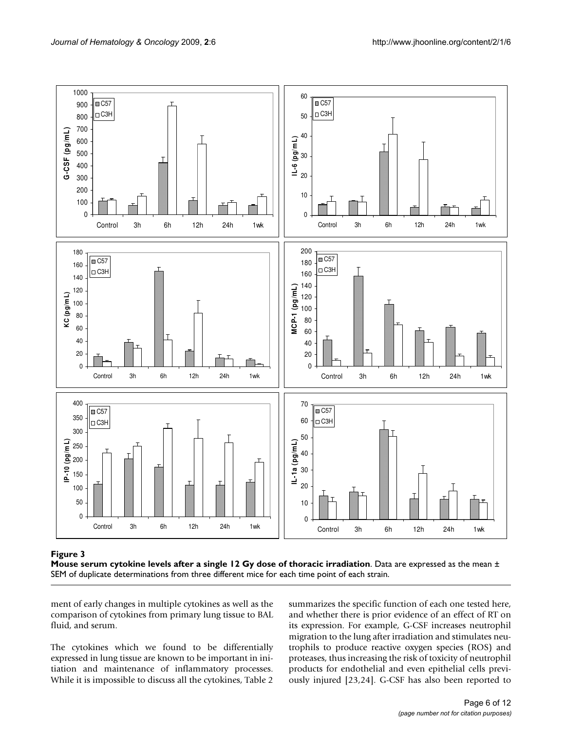**Figure 3**

**Mouse serum cytokine levels after a single 12 Gy dose of thoracic irradiation**. Data are expressed as the mean ± SEM of duplicate determinations from three different mice for each time point of each strain.

ment of early changes in multiple cytokines as well as the comparison of cytokines from primary lung tissue to BAL fluid, and serum.

The cytokines which we found to be differentially expressed in lung tissue are known to be important in initiation and maintenance of inflammatory processes. While it is impossible to discuss all the cytokines, Table 2 summarizes the specific function of each one tested here, and whether there is prior evidence of an effect of RT on its expression. For example, G-CSF increases neutrophil migration to the lung after irradiation and stimulates neutrophils to produce reactive oxygen species (ROS) and proteases, thus increasing the risk of toxicity of neutrophil products for endothelial and even epithelial cells previously injured [23,24]. G-CSF has also been reported to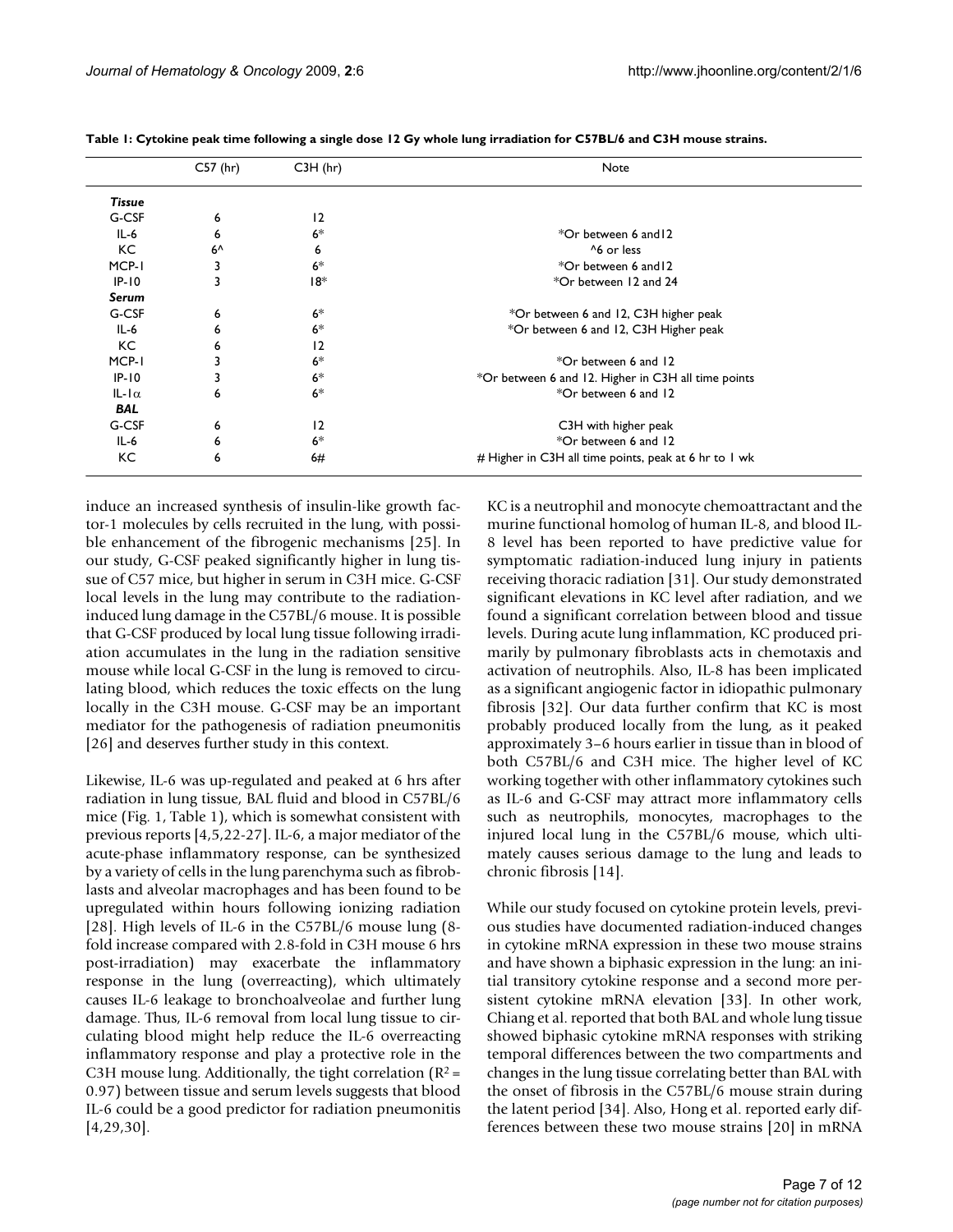**Table 1: Cytokine peak time following a single dose 12 Gy whole lung irradiation for C57BL/6 and C3H mouse strains.**

| | C57 (hr) | C3H (hr) | Note |
|---|---|---|---|
| ***Tissue*** | | | |
| G-CSF | 6 | 12 | |
| IL-6 | 6 | 6* | *Or between 6 and12 |
| KC | 6^ | 6 | ^6 or less |
| MCP-1 | 3 | 6* | *Or between 6 and12 |
| IP-10 | 3 | 18* | *Or between 12 and 24 |
| ***Serum*** | | | |
| G-CSF | 6 | 6* | *Or between 6 and 12, C3H higher peak |
| IL-6 | 6 | 6* | *Or between 6 and 12, C3H Higher peak |
| KC | 6 | 12 | |
| MCP-1 | 3 | 6* | *Or between 6 and 12 |
| IP-10 | 3 | 6* | *Or between 6 and 12. Higher in C3H all time points |
| IL-1α | 6 | 6* | *Or between 6 and 12 |
| ***BAL*** | | | |
| G-CSF | 6 | 12 | C3H with higher peak |
| IL-6 | 6 | 6* | *Or between 6 and 12 |
| KC | 6 | 6# | # Higher in C3H all time points, peak at 6 hr to 1 wk |

induce an increased synthesis of insulin-like growth factor-1 molecules by cells recruited in the lung, with possible enhancement of the fibrogenic mechanisms [25]. In our study, G-CSF peaked significantly higher in lung tissue of C57 mice, but higher in serum in C3H mice. G-CSF local levels in the lung may contribute to the radiation-induced lung damage in the C57BL/6 mouse. It is possible that G-CSF produced by local lung tissue following irradiation accumulates in the lung in the radiation sensitive mouse while local G-CSF in the lung is removed to circulating blood, which reduces the toxic effects on the lung locally in the C3H mouse. G-CSF may be an important mediator for the pathogenesis of radiation pneumonitis [26] and deserves further study in this context.

Likewise, IL-6 was up-regulated and peaked at 6 hrs after radiation in lung tissue, BAL fluid and blood in C57BL/6 mice (Fig. 1, Table 1), which is somewhat consistent with previous reports [4,5,22-27]. IL-6, a major mediator of the acute-phase inflammatory response, can be synthesized by a variety of cells in the lung parenchyma such as fibroblasts and alveolar macrophages and has been found to be upregulated within hours following ionizing radiation [28]. High levels of IL-6 in the C57BL/6 mouse lung (8-fold increase compared with 2.8-fold in C3H mouse 6 hrs post-irradiation) may exacerbate the inflammatory response in the lung (overreacting), which ultimately causes IL-6 leakage to bronchoalveolae and further lung damage. Thus, IL-6 removal from local lung tissue to circulating blood might help reduce the IL-6 overreacting inflammatory response and play a protective role in the C3H mouse lung. Additionally, the tight correlation ($R^2 = 0.97$) between tissue and serum levels suggests that blood IL-6 could be a good predictor for radiation pneumonitis [4,29,30].

KC is a neutrophil and monocyte chemoattractant and the murine functional homolog of human IL-8, and blood IL-8 level has been reported to have predictive value for symptomatic radiation-induced lung injury in patients receiving thoracic radiation [31]. Our study demonstrated significant elevations in KC level after radiation, and we found a significant correlation between blood and tissue levels. During acute lung inflammation, KC produced primarily by pulmonary fibroblasts acts in chemotaxis and activation of neutrophils. Also, IL-8 has been implicated as a significant angiogenic factor in idiopathic pulmonary fibrosis [32]. Our data further confirm that KC is most probably produced locally from the lung, as it peaked approximately 3–6 hours earlier in tissue than in blood of both C57BL/6 and C3H mice. The higher level of KC working together with other inflammatory cytokines such as IL-6 and G-CSF may attract more inflammatory cells such as neutrophils, monocytes, macrophages to the injured local lung in the C57BL/6 mouse, which ultimately causes serious damage to the lung and leads to chronic fibrosis [14].

While our study focused on cytokine protein levels, previous studies have documented radiation-induced changes in cytokine mRNA expression in these two mouse strains and have shown a biphasic expression in the lung: an initial transitory cytokine response and a second more persistent cytokine mRNA elevation [33]. In other work, Chiang et al. reported that both BAL and whole lung tissue showed biphasic cytokine mRNA responses with striking temporal differences between the two compartments and changes in the lung tissue correlating better than BAL with the onset of fibrosis in the C57BL/6 mouse strain during the latent period [34]. Also, Hong et al. reported early differences between these two mouse strains [20] in mRNA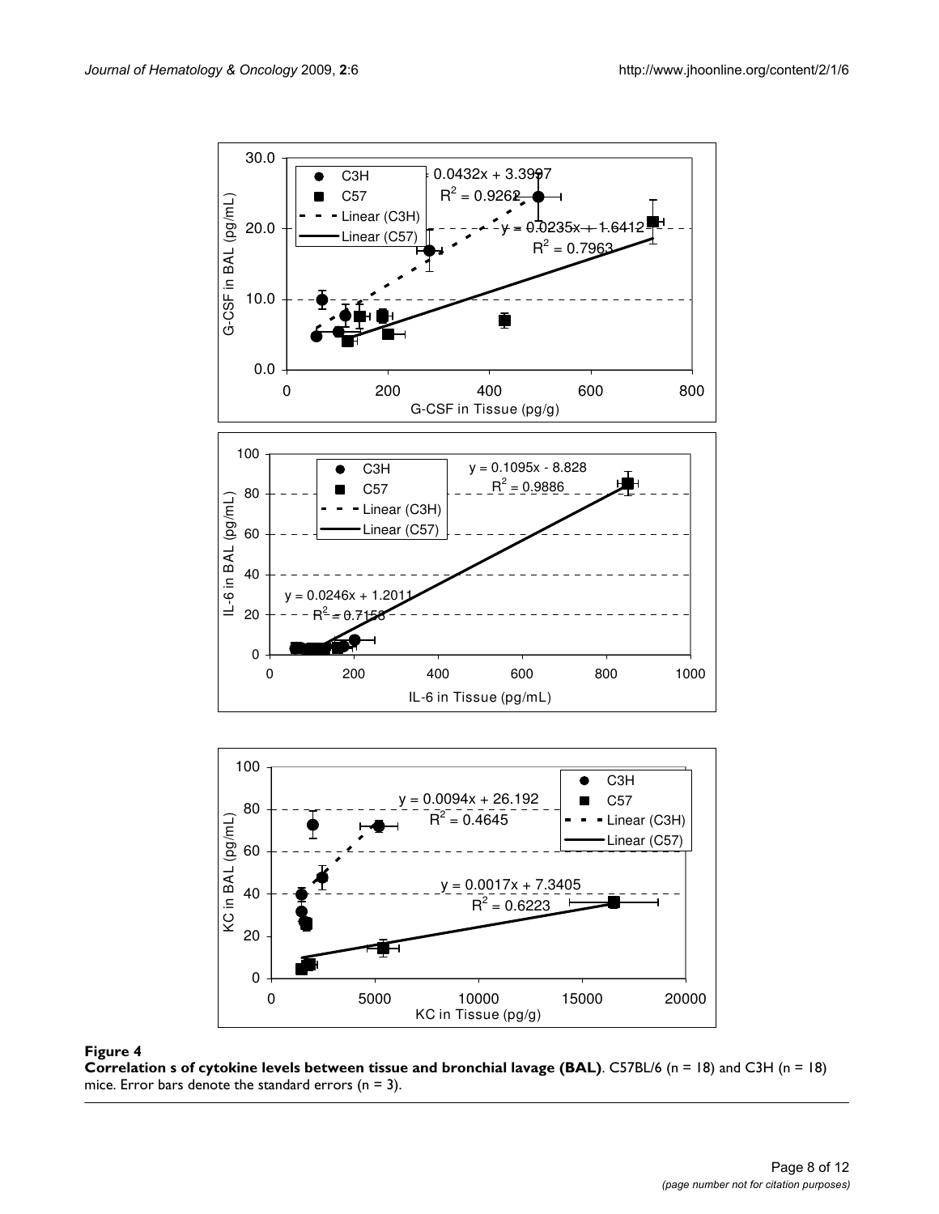**Figure 4**

**Correlation s of cytokine levels between tissue and bronchial lavage (BAL)**. C57BL/6 (n = 18) and C3H (n = 18) mice. Error bars denote the standard errors (n = 3).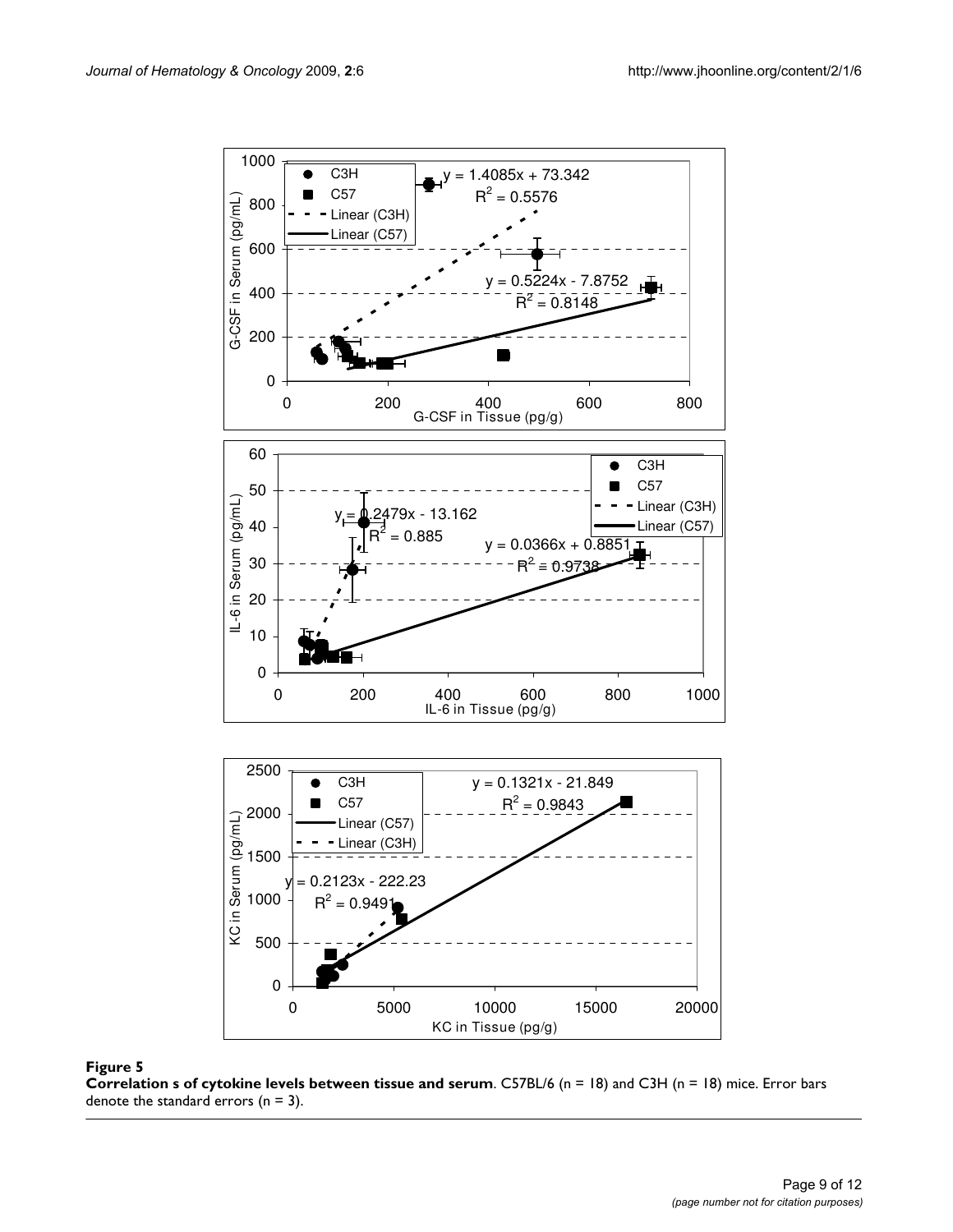**Figure 5**

**Correlation s of cytokine levels between tissue and serum**. C57BL/6 (n = 18) and C3H (n = 18) mice. Error bars denote the standard errors (n = 3).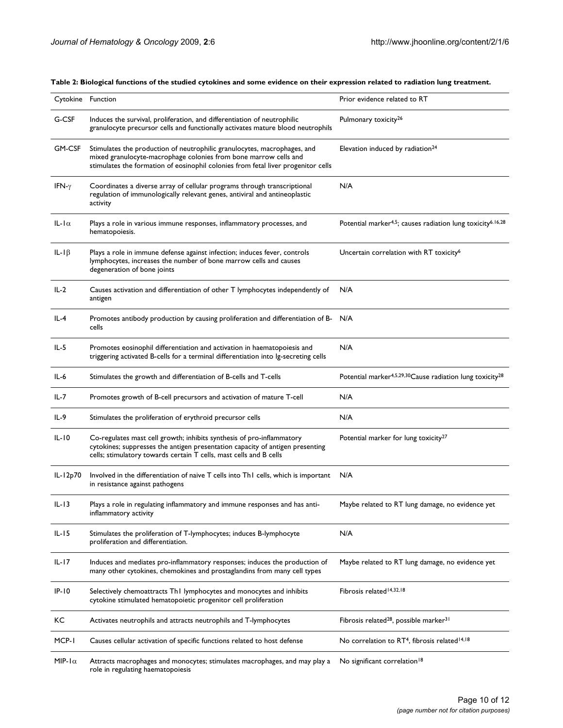**Table 2: Biological functions of the studied cytokines and some evidence on their expression related to radiation lung treatment.**

| Cytokine | Function | Prior evidence related to RT |
| --- | --- | --- |
| G-CSF | Induces the survival, proliferation, and differentiation of neutrophilic granulocyte precursor cells and functionally activates mature blood neutrophils | Pulmonary toxicity[26] |
| GM-CSF | Stimulates the production of neutrophilic granulocytes, macrophages, and mixed granulocyte-macrophage colonies from bone marrow cells and stimulates the formation of eosinophil colonies from fetal liver progenitor cells | Elevation induced by radiation[24] |
| IFN-$\gamma$ | Coordinates a diverse array of cellular programs through transcriptional regulation of immunologically relevant genes, antiviral and antineoplastic activity | N/A |
| IL-1$\alpha$ | Plays a role in various immune responses, inflammatory processes, and hematopoiesis. | Potential marker[4,5]; causes radiation lung toxicity[6,16,28] |
| IL-1$\beta$ | Plays a role in immune defense against infection; induces fever, controls lymphocytes, increases the number of bone marrow cells and causes degeneration of bone joints | Uncertain correlation with RT toxicity[6] |
| IL-2 | Causes activation and differentiation of other T lymphocytes independently of antigen | N/A |
| IL-4 | Promotes antibody production by causing proliferation and differentiation of B-cells | N/A |
| IL-5 | Promotes eosinophil differentiation and activation in haematopoiesis and triggering activated B-cells for a terminal differentiation into Ig-secreting cells | N/A |
| IL-6 | Stimulates the growth and differentiation of B-cells and T-cells | Potential marker[4,5,29,30]Cause radiation lung toxicity[28] |
| IL-7 | Promotes growth of B-cell precursors and activation of mature T-cell | N/A |
| IL-9 | Stimulates the proliferation of erythroid precursor cells | N/A |
| IL-10 | Co-regulates mast cell growth; inhibits synthesis of pro-inflammatory cytokines; suppresses the antigen presentation capacity of antigen presenting cells; stimulatory towards certain T cells, mast cells and B cells | Potential marker for lung toxicity[27] |
| IL-12p70 | Involved in the differentiation of naive T cells into Th1 cells, which is important in resistance against pathogens | N/A |
| IL-13 | Plays a role in regulating inflammatory and immune responses and has anti-inflammatory activity | Maybe related to RT lung damage, no evidence yet |
| IL-15 | Stimulates the proliferation of T-lymphocytes; induces B-lymphocyte proliferation and differentiation. | N/A |
| IL-17 | Induces and mediates pro-inflammatory responses; induces the production of many other cytokines, chemokines and prostaglandins from many cell types | Maybe related to RT lung damage, no evidence yet |
| IP-10 | Selectively chemoattracts Th1 lymphocytes and monocytes and inhibits cytokine stimulated hematopoietic progenitor cell proliferation | Fibrosis related[14,32,18] |
| KC | Activates neutrophils and attracts neutrophils and T-lymphocytes | Fibrosis related[28], possible marker[31] |
| MCP-1 | Causes cellular activation of specific functions related to host defense | No correlation to RT[4], fibrosis related[14,18] |
| MIP-1$\alpha$ | Attracts macrophages and monocytes; stimulates macrophages, and may play a role in regulating haematopoiesis | No significant correlation[18] |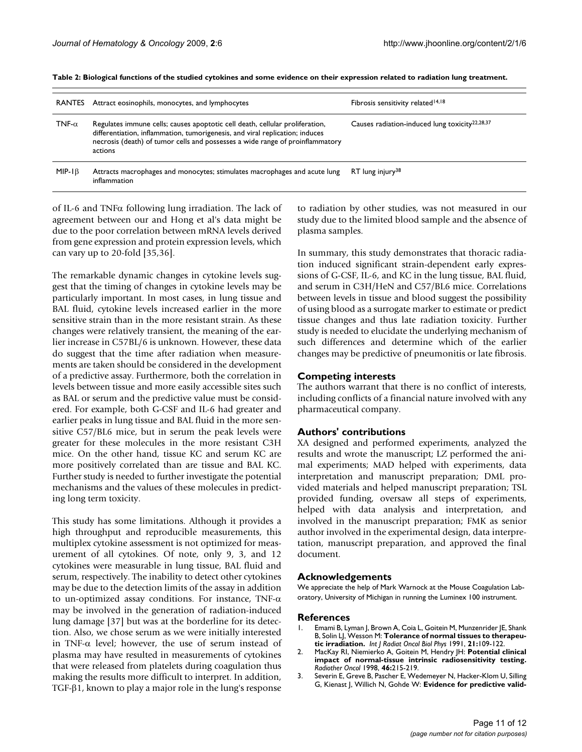**Table 2: Biological functions of the studied cytokines and some evidence on their expression related to radiation lung treatment.**

| | | |
|---|---|---|
| RANTES | Attract eosinophils, monocytes, and lymphocytes | Fibrosis sensitivity related[14,18] |
| TNF-α | Regulates immune cells; causes apoptotic cell death, cellular proliferation, differentiation, inflammation, tumorigenesis, and viral replication; induces necrosis (death) of tumor cells and possesses a wide range of proinflammatory actions | Causes radiation-induced lung toxicity[22,28,37] |
| MIP-1β | Attracts macrophages and monocytes; stimulates macrophages and acute lung inflammation | RT lung injury[38] |

of IL-6 and TNFα following lung irradiation. The lack of agreement between our and Hong et al's data might be due to the poor correlation between mRNA levels derived from gene expression and protein expression levels, which can vary up to 20-fold [35,36].

The remarkable dynamic changes in cytokine levels suggest that the timing of changes in cytokine levels may be particularly important. In most cases, in lung tissue and BAL fluid, cytokine levels increased earlier in the more sensitive strain than in the more resistant strain. As these changes were relatively transient, the meaning of the earlier increase in C57BL/6 is unknown. However, these data do suggest that the time after radiation when measurements are taken should be considered in the development of a predictive assay. Furthermore, both the correlation in levels between tissue and more easily accessible sites such as BAL or serum and the predictive value must be considered. For example, both G-CSF and IL-6 had greater and earlier peaks in lung tissue and BAL fluid in the more sensitive C57/BL6 mice, but in serum the peak levels were greater for these molecules in the more resistant C3H mice. On the other hand, tissue KC and serum KC are more positively correlated than are tissue and BAL KC. Further study is needed to further investigate the potential mechanisms and the values of these molecules in predicting long term toxicity.

This study has some limitations. Although it provides a high throughput and reproducible measurements, this multiplex cytokine assessment is not optimized for measurement of all cytokines. Of note, only 9, 3, and 12 cytokines were measurable in lung tissue, BAL fluid and serum, respectively. The inability to detect other cytokines may be due to the detection limits of the assay in addition to un-optimized assay conditions. For instance, TNF-α may be involved in the generation of radiation-induced lung damage [37] but was at the borderline for its detection. Also, we chose serum as we were initially interested in TNF-α level; however, the use of serum instead of plasma may have resulted in measurements of cytokines that were released from platelets during coagulation thus making the results more difficult to interpret. In addition, TGF-β1, known to play a major role in the lung's response to radiation by other studies, was not measured in our study due to the limited blood sample and the absence of plasma samples.

In summary, this study demonstrates that thoracic radiation induced significant strain-dependent early expressions of G-CSF, IL-6, and KC in the lung tissue, BAL fluid, and serum in C3H/HeN and C57/BL6 mice. Correlations between levels in tissue and blood suggest the possibility of using blood as a surrogate marker to estimate or predict tissue changes and thus late radiation toxicity. Further study is needed to elucidate the underlying mechanism of such differences and determine which of the earlier changes may be predictive of pneumonitis or late fibrosis.

## Competing interests

The authors warrant that there is no conflict of interests, including conflicts of a financial nature involved with any pharmaceutical company.

## Authors' contributions

XA designed and performed experiments, analyzed the results and wrote the manuscript; LZ performed the animal experiments; MAD helped with experiments, data interpretation and manuscript preparation; DML provided materials and helped manuscript preparation; TSL provided funding, oversaw all steps of experiments, helped with data analysis and interpretation, and involved in the manuscript preparation; FMK as senior author involved in the experimental design, data interpretation, manuscript preparation, and approved the final document.

## Acknowledgements

We appreciate the help of Mark Warnock at the Mouse Coagulation Laboratory, University of Michigan in running the Luminex 100 instrument.

## References

1. Emami B, Lyman J, Brown A, Coia L, Goitein M, Munzenrider JE, Shank B, Solin LJ, Wesson M: **Tolerance of normal tissues to therapeutic irradiation.** *Int J Radiat Oncol Biol Phys* 1991, **21:**109-122.
2. MacKay RI, Niemierko A, Goitein M, Hendry JH: **Potential clinical impact of normal-tissue intrinsic radiosensitivity testing.** *Radiother Oncol* 1998, **46:**215-219.
3. Severin E, Greve B, Pascher E, Wedemeyer N, Hacker-Klom U, Silling G, Kienast J, Willich N, Gohde W: **Evidence for predictive valid-**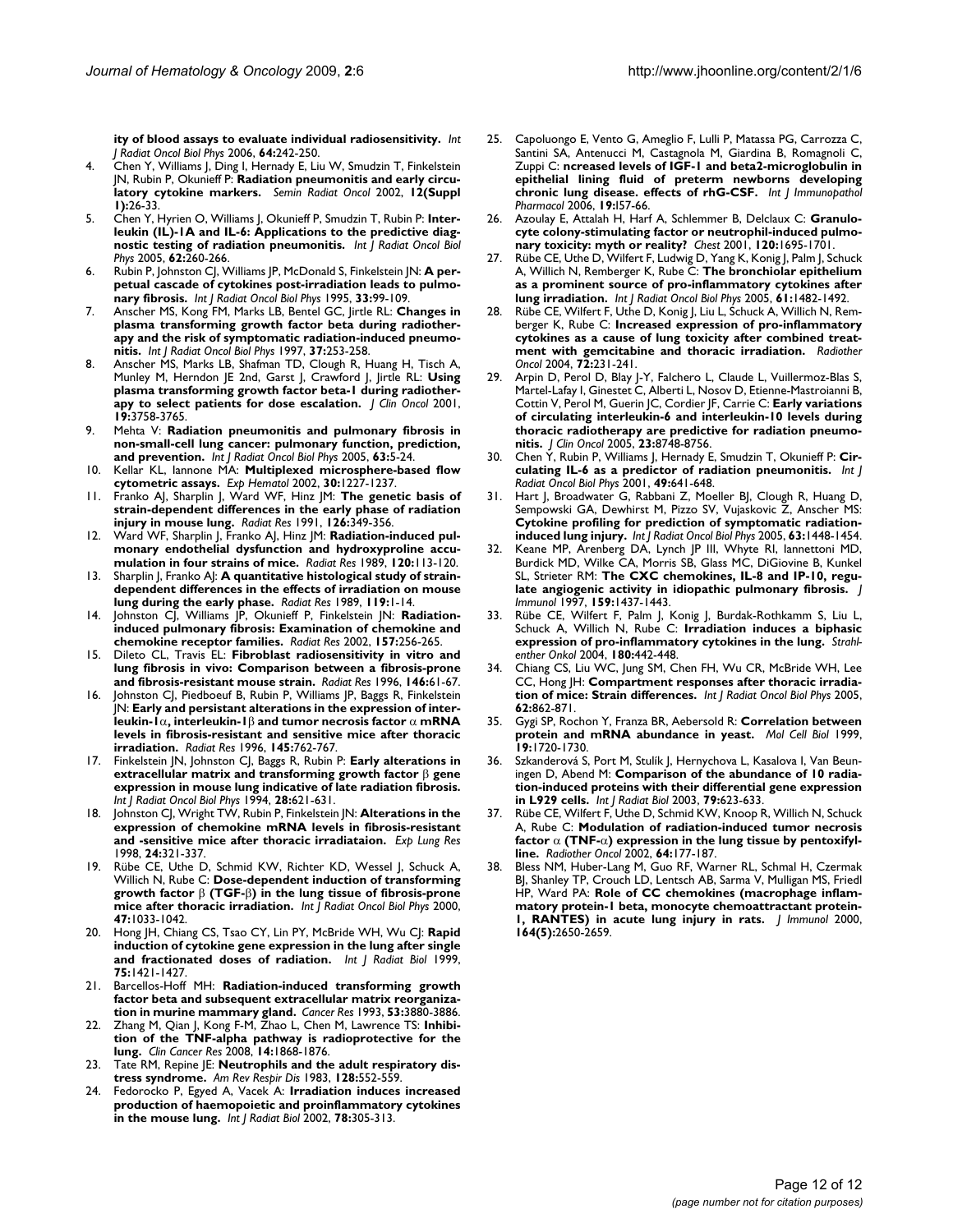ity of blood assays to evaluate individual radiosensitivity.** *Int J Radiat Oncol Biol Phys* 2006, **64:**242-250.

4. Chen Y, Williams J, Ding I, Hernady E, Liu W, Smudzin T, Finkelstein JN, Rubin P, Okunieff P: **Radiation pneumonitis and early circulatory cytokine markers.** *Semin Radiat Oncol* 2002, **12(Suppl 1):**26-33.
5. Chen Y, Hyrien O, Williams J, Okunieff P, Smudzin T, Rubin P: **Interleukin (IL)-1A and IL-6: Applications to the predictive diagnostic testing of radiation pneumonitis.** *Int J Radiat Oncol Biol Phys* 2005, **62:**260-266.
6. Rubin P, Johnston CJ, Williams JP, McDonald S, Finkelstein JN: **A perpetual cascade of cytokines post-irradiation leads to pulmonary fibrosis.** *Int J Radiat Oncol Biol Phys* 1995, **33:**99-109.
7. Anscher MS, Kong FM, Marks LB, Bentel GC, Jirtle RL: **Changes in plasma transforming growth factor beta during radiotherapy and the risk of symptomatic radiation-induced pneumonitis.** *Int J Radiat Oncol Biol Phys* 1997, **37:**253-258.
8. Anscher MS, Marks LB, Shafman TD, Clough R, Huang H, Tisch A, Munley M, Herndon JE 2nd, Garst J, Crawford J, Jirtle RL: **Using plasma transforming growth factor beta-1 during radiotherapy to select patients for dose escalation.** *J Clin Oncol* 2001, **19:**3758-3765.
9. Mehta V: **Radiation pneumonitis and pulmonary fibrosis in non-small-cell lung cancer: pulmonary function, prediction, and prevention.** *Int J Radiat Oncol Biol Phys* 2005, **63:**5-24.
10. Kellar KL, Iannone MA: **Multiplexed microsphere-based flow cytometric assays.** *Exp Hematol* 2002, **30:**1227-1237.
11. Franko AJ, Sharplin J, Ward WF, Hinz JM: **The genetic basis of strain-dependent differences in the early phase of radiation injury in mouse lung.** *Radiat Res* 1991, **126:**349-356.
12. Ward WF, Sharplin J, Franko AJ, Hinz JM: **Radiation-induced pulmonary endothelial dysfunction and hydroxyproline accumulation in four strains of mice.** *Radiat Res* 1989, **120:**113-120.
13. Sharplin J, Franko AJ: **A quantitative histological study of strain-dependent differences in the effects of irradiation on mouse lung during the early phase.** *Radiat Res* 1989, **119:**1-14.
14. Johnston CJ, Williams JP, Okunieff P, Finkelstein JN: **Radiation-induced pulmonary fibrosis: Examination of chemokine and chemokine receptor families.** *Radiat Res* 2002, **157:**256-265.
15. Dileto CL, Travis EL: **Fibroblast radiosensitivity in vitro and lung fibrosis in vivo: Comparison between a fibrosis-prone and fibrosis-resistant mouse strain.** *Radiat Res* 1996, **146:**61-67.
16. Johnston CJ, Piedboeuf B, Rubin P, Williams JP, Baggs R, Finkelstein JN: **Early and persistant alterations in the expression of interleukin-1α, interleukin-1β and tumor necrosis factor α mRNA levels in fibrosis-resistant and sensitive mice after thoracic irradiation.** *Radiat Res* 1996, **145:**762-767.
17. Finkelstein JN, Johnston CJ, Baggs R, Rubin P: **Early alterations in extracellular matrix and transforming growth factor β gene expression in mouse lung indicative of late radiation fibrosis.** *Int J Radiat Oncol Biol Phys* 1994, **28:**621-631.
18. Johnston CJ, Wright TW, Rubin P, Finkelstein JN: **Alterations in the expression of chemokine mRNA levels in fibrosis-resistant and -sensitive mice after thoracic irradiataion.** *Exp Lung Res* 1998, **24:**321-337.
19. Rübe CE, Uthe D, Schmid KW, Richter KD, Wessel J, Schuck A, Willich N, Rube C: **Dose-dependent induction of transforming growth factor β (TGF-β) in the lung tissue of fibrosis-prone mice after thoracic irradiation.** *Int J Radiat Oncol Biol Phys* 2000, **47:**1033-1042.
20. Hong JH, Chiang CS, Tsao CY, Lin PY, McBride WH, Wu CJ: **Rapid induction of cytokine gene expression in the lung after single and fractionated doses of radiation.** *Int J Radiat Biol* 1999, **75:**1421-1427.
21. Barcellos-Hoff MH: **Radiation-induced transforming growth factor beta and subsequent extracellular matrix reorganization in murine mammary gland.** *Cancer Res* 1993, **53:**3880-3886.
22. Zhang M, Qian J, Kong F-M, Zhao L, Chen M, Lawrence TS: **Inhibition of the TNF-alpha pathway is radioprotective for the lung.** *Clin Cancer Res* 2008, **14:**1868-1876.
23. Tate RM, Repine JE: **Neutrophils and the adult respiratory distress syndrome.** *Am Rev Respir Dis* 1983, **128:**552-559.
24. Fedorocko P, Egyed A, Vacek A: **Irradiation induces increased production of haemopoietic and proinflammatory cytokines in the mouse lung.** *Int J Radiat Biol* 2002, **78:**305-313.
25. Capoluongo E, Vento G, Ameglio F, Lulli P, Matassa PG, Carrozza C, Santini SA, Antenucci M, Castagnola M, Giardina B, Romagnoli C, Zuppi C: **ncreased levels of IGF-1 and beta2-microglobulin in epithelial lining fluid of preterm newborns developing chronic lung disease. effects of rhG-CSF.** *Int J Immunopathol Pharmacol* 2006, **19:**l57-66.
26. Azoulay E, Attalah H, Harf A, Schlemmer B, Delclaux C: **Granulocyte colony-stimulating factor or neutrophil-induced pulmonary toxicity: myth or reality?** *Chest* 2001, **120:**1695-1701.
27. Rübe CE, Uthe D, Wilfert F, Ludwig D, Yang K, Konig J, Palm J, Schuck A, Willich N, Remberger K, Rube C: **The bronchiolar epithelium as a prominent source of pro-inflammatory cytokines after lung irradiation.** *Int J Radiat Oncol Biol Phys* 2005, **61:**1482-1492.
28. Rübe CE, Wilfert F, Uthe D, Konig J, Liu L, Schuck A, Willich N, Remberger K, Rube C: **Increased expression of pro-inflammatory cytokines as a cause of lung toxicity after combined treatment with gemcitabine and thoracic irradiation.** *Radiother Oncol* 2004, **72:**231-241.
29. Arpin D, Perol D, Blay J-Y, Falchero L, Claude L, Vuillermoz-Blas S, Martel-Lafay I, Ginestet C, Alberti L, Nosov D, Etienne-Mastroianni B, Cottin V, Perol M, Guerin JC, Cordier JF, Carrie C: **Early variations of circulating interleukin-6 and interleukin-10 levels during thoracic radiotherapy are predictive for radiation pneumonitis.** *J Clin Oncol* 2005, **23:**8748-8756.
30. Chen Y, Rubin P, Williams J, Hernady E, Smudzin T, Okunieff P: **Circulating IL-6 as a predictor of radiation pneumonitis.** *Int J Radiat Oncol Biol Phys* 2001, **49:**641-648.
31. Hart J, Broadwater G, Rabbani Z, Moeller BJ, Clough R, Huang D, Sempowski GA, Dewhirst M, Pizzo SV, Vujaskovic Z, Anscher MS: **Cytokine profiling for prediction of symptomatic radiation-induced lung injury.** *Int J Radiat Oncol Biol Phys* 2005, **63:**1448-1454.
32. Keane MP, Arenberg DA, Lynch JP III, Whyte RI, Iannettoni MD, Burdick MD, Wilke CA, Morris SB, Glass MC, DiGiovine B, Kunkel SL, Strieter RM: **The CXC chemokines, IL-8 and IP-10, regulate angiogenic activity in idiopathic pulmonary fibrosis.** *J Immunol* 1997, **159:**1437-1443.
33. Rübe CE, Wilfert F, Palm J, Konig J, Burdak-Rothkamm S, Liu L, Schuck A, Willich N, Rube C: **Irradiation induces a biphasic expression of pro-inflammatory cytokines in the lung.** *Strahlenther Onkol* 2004, **180:**442-448.
34. Chiang CS, Liu WC, Jung SM, Chen FH, Wu CR, McBride WH, Lee CC, Hong JH: **Compartment responses after thoracic irradiation of mice: Strain differences.** *Int J Radiat Oncol Biol Phys* 2005, **62:**862-871.
35. Gygi SP, Rochon Y, Franza BR, Aebersold R: **Correlation between protein and mRNA abundance in yeast.** *Mol Cell Biol* 1999, **19:**1720-1730.
36. Szkanderová S, Port M, Stulík J, Hernychova L, Kasalova I, Van Beuningen D, Abend M: **Comparison of the abundance of 10 radiation-induced proteins with their differential gene expression in L929 cells.** *Int J Radiat Biol* 2003, **79:**623-633.
37. Rübe CE, Wilfert F, Uthe D, Schmid KW, Knoop R, Willich N, Schuck A, Rube C: **Modulation of radiation-induced tumor necrosis factor α (TNF-α) expression in the lung tissue by pentoxifylline.** *Radiother Oncol* 2002, **64:**177-187.
38. Bless NM, Huber-Lang M, Guo RF, Warner RL, Schmal H, Czermak BJ, Shanley TP, Crouch LD, Lentsch AB, Sarma V, Mulligan MS, Friedl HP, Ward PA: **Role of CC chemokines (macrophage inflammatory protein-1 beta, monocyte chemoattractant protein-1, RANTES) in acute lung injury in rats.** *J Immunol* 2000, **164(5):**2650-2659.